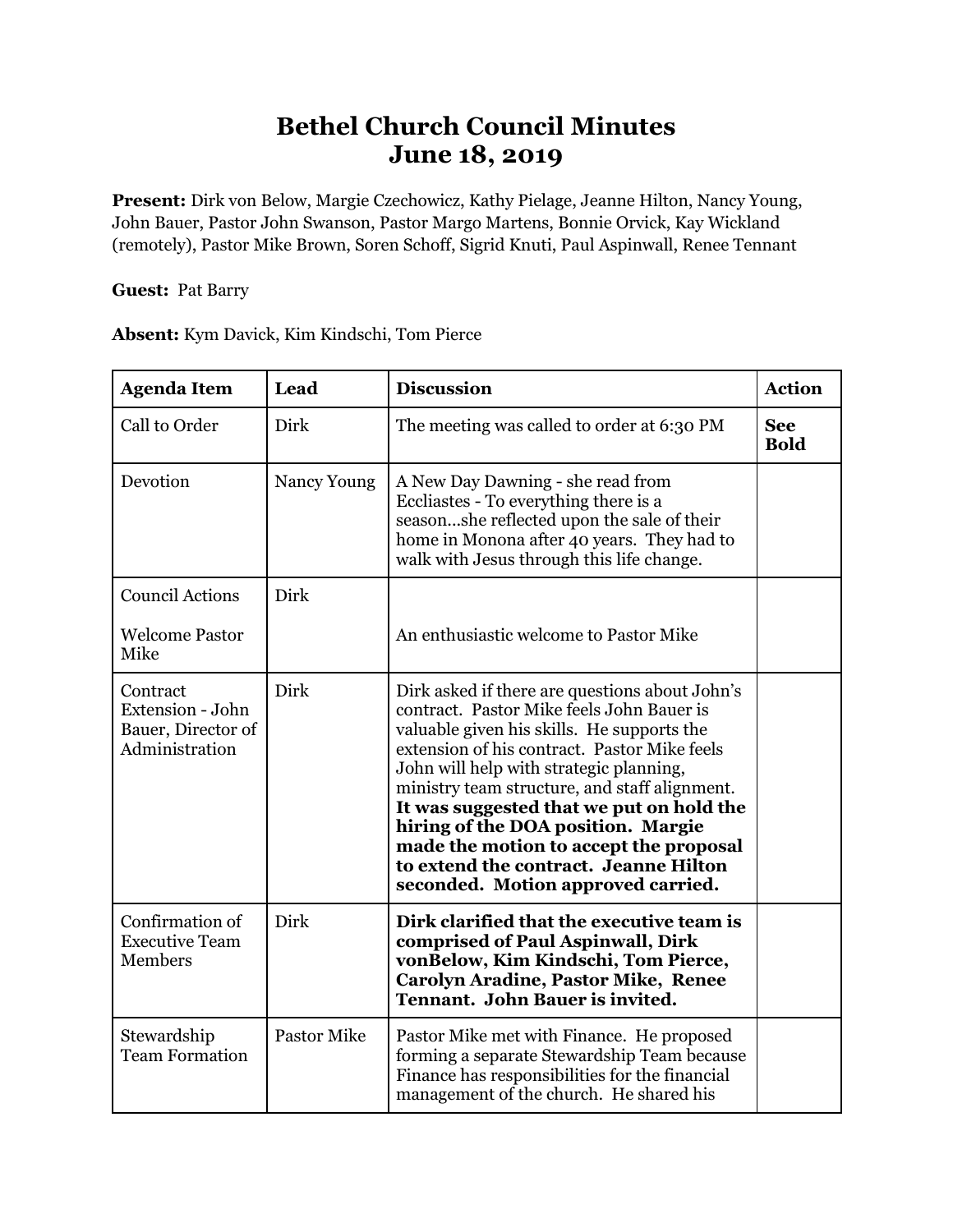# Bethel Church Council Minutes
# June 18, 2019

**Present:** Dirk von Below, Margie Czechowicz, Kathy Pielage, Jeanne Hilton, Nancy Young, John Bauer, Pastor John Swanson, Pastor Margo Martens, Bonnie Orvick, Kay Wickland (remotely), Pastor Mike Brown, Soren Schoff, Sigrid Knuti, Paul Aspinwall, Renee Tennant

**Guest:** Pat Barry

**Absent:** Kym Davick, Kim Kindschi, Tom Pierce

| Agenda Item | Lead | Discussion | Action |
|---|---|---|---|
| Call to Order | Dirk | The meeting was called to order at 6:30 PM | **See Bold** |
| Devotion | Nancy Young | A New Day Dawning - she read from Eccliastes - To everything there is a season...she reflected upon the sale of their home in Monona after 40 years. They had to walk with Jesus through this life change. | |
| Council Actions<br><br>Welcome Pastor Mike | Dirk | <br><br>An enthusiastic welcome to Pastor Mike | |
| Contract Extension - John Bauer, Director of Administration | Dirk | Dirk asked if there are questions about John's contract. Pastor Mike feels John Bauer is valuable given his skills. He supports the extension of his contract. Pastor Mike feels John will help with strategic planning, ministry team structure, and staff alignment. **It was suggested that we put on hold the hiring of the DOA position. Margie made the motion to accept the proposal to extend the contract. Jeanne Hilton seconded. Motion approved carried.** | |
| Confirmation of Executive Team Members | Dirk | **Dirk clarified that the executive team is comprised of Paul Aspinwall, Dirk vonBelow, Kim Kindschi, Tom Pierce, Carolyn Aradine, Pastor Mike, Renee Tennant. John Bauer is invited.** | |
| Stewardship Team Formation | Pastor Mike | Pastor Mike met with Finance. He proposed forming a separate Stewardship Team because Finance has responsibilities for the financial management of the church. He shared his | |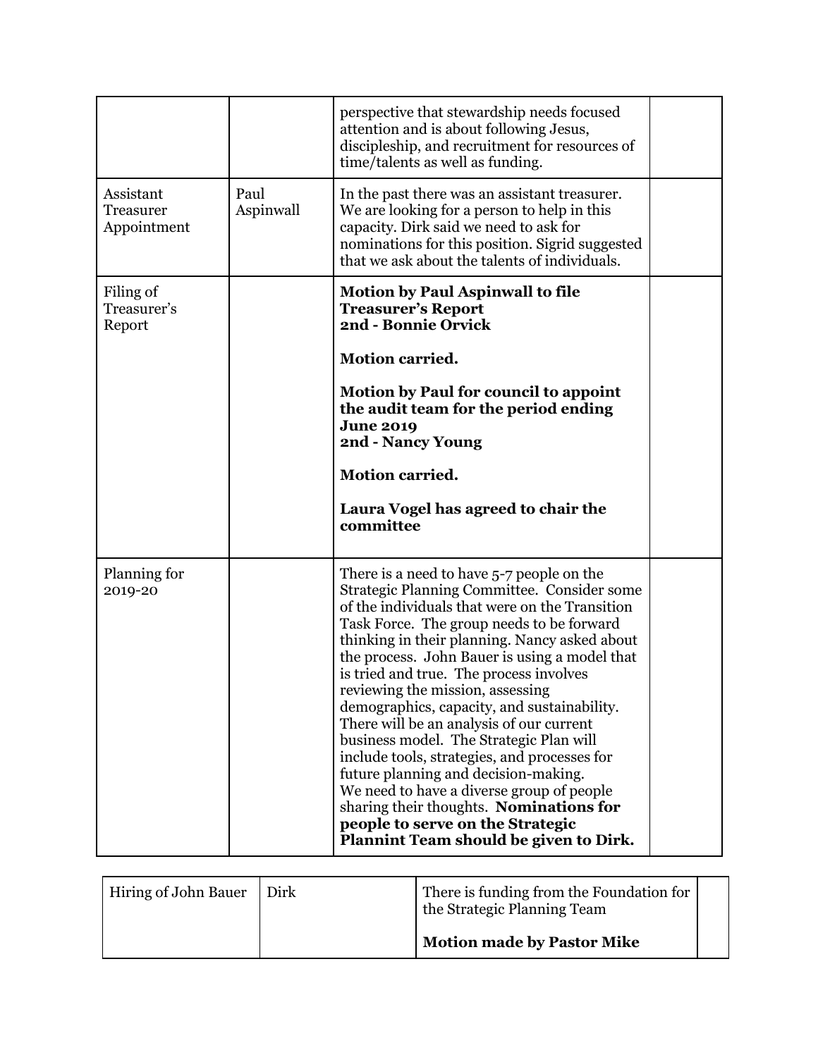| | | | |
|---|---|---|---|
| | | perspective that stewardship needs focused attention and is about following Jesus, discipleship, and recruitment for resources of time/talents as well as funding. | |
| Assistant Treasurer Appointment | Paul Aspinwall | In the past there was an assistant treasurer. We are looking for a person to help in this capacity. Dirk said we need to ask for nominations for this position. Sigrid suggested that we ask about the talents of individuals. | |
| Filing of Treasurer's Report | | **Motion by Paul Aspinwall to file Treasurer's Report**<br>**2nd - Bonnie Orvick**<br><br>**Motion carried.**<br><br>**Motion by Paul for council to appoint the audit team for the period ending June 2019**<br>**2nd - Nancy Young**<br><br>**Motion carried.**<br><br>**Laura Vogel has agreed to chair the committee** | |
| Planning for 2019-20 | | There is a need to have 5-7 people on the Strategic Planning Committee. Consider some of the individuals that were on the Transition Task Force. The group needs to be forward thinking in their planning. Nancy asked about the process. John Bauer is using a model that is tried and true. The process involves reviewing the mission, assessing demographics, capacity, and sustainability. There will be an analysis of our current business model. The Strategic Plan will include tools, strategies, and processes for future planning and decision-making.<br>We need to have a diverse group of people sharing their thoughts. **Nominations for people to serve on the Strategic Plannint Team should be given to Dirk.** | |

| | | | |
|---|---|---|---|
| Hiring of John Bauer | Dirk | There is funding from the Foundation for the Strategic Planning Team<br><br>**Motion made by Pastor Mike** | |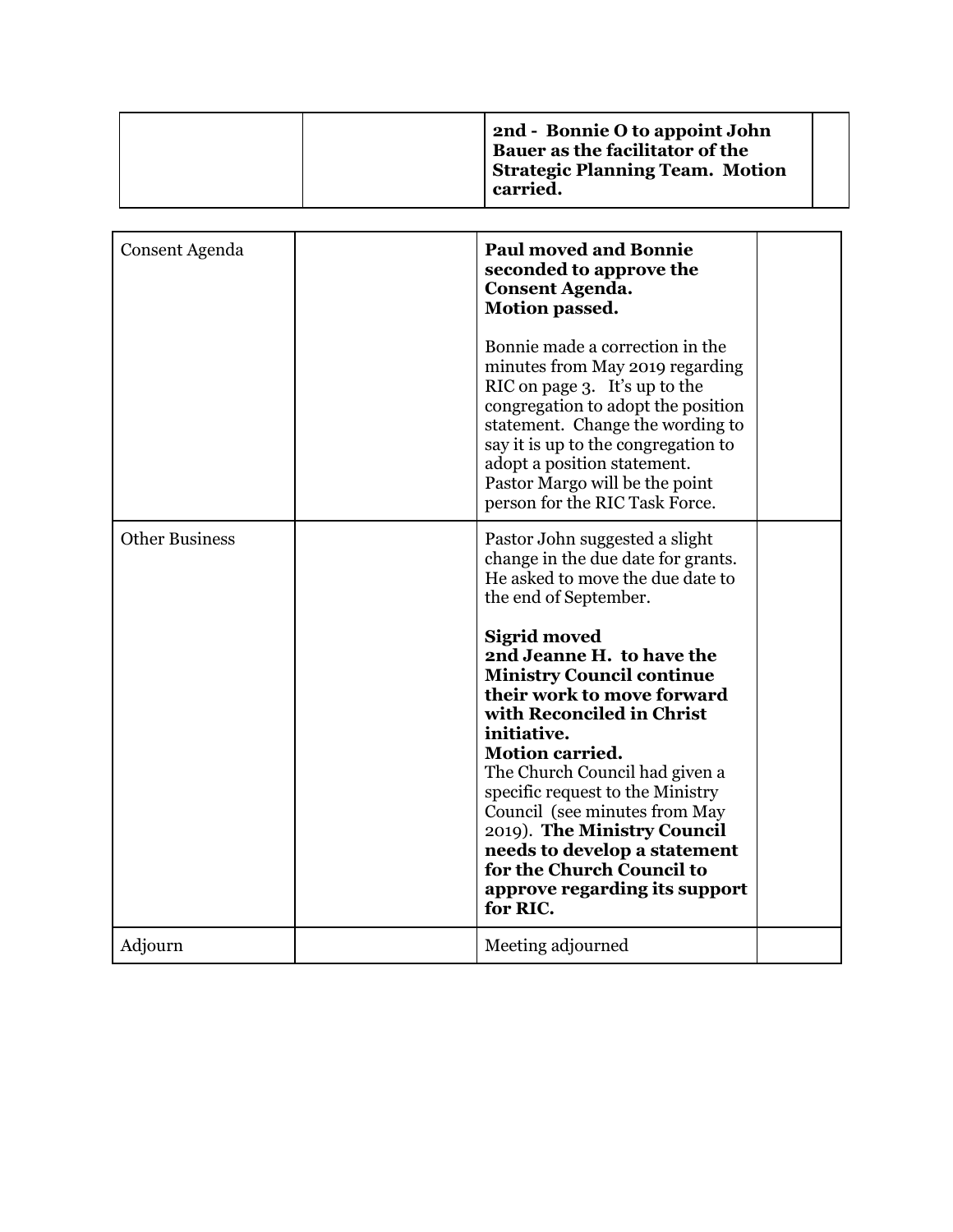| | | | |
|---|---|---|---|
| | | **2nd - Bonnie O to appoint John Bauer as the facilitator of the Strategic Planning Team. Motion carried.** | |

| | | | |
|---|---|---|---|
| Consent Agenda | | **Paul moved and Bonnie seconded to approve the Consent Agenda.**<br>**Motion passed.**<br><br>Bonnie made a correction in the minutes from May 2019 regarding RIC on page 3. It's up to the congregation to adopt the position statement. Change the wording to say it is up to the congregation to adopt a position statement. Pastor Margo will be the point person for the RIC Task Force. | |
| Other Business | | Pastor John suggested a slight change in the due date for grants. He asked to move the due date to the end of September.<br><br>**Sigrid moved**<br>**2nd Jeanne H. to have the Ministry Council continue their work to move forward with Reconciled in Christ initiative.**<br>**Motion carried.**<br>The Church Council had given a specific request to the Ministry Council (see minutes from May 2019). **The Ministry Council needs to develop a statement for the Church Council to approve regarding its support for RIC.** | |
| Adjourn | | Meeting adjourned | |